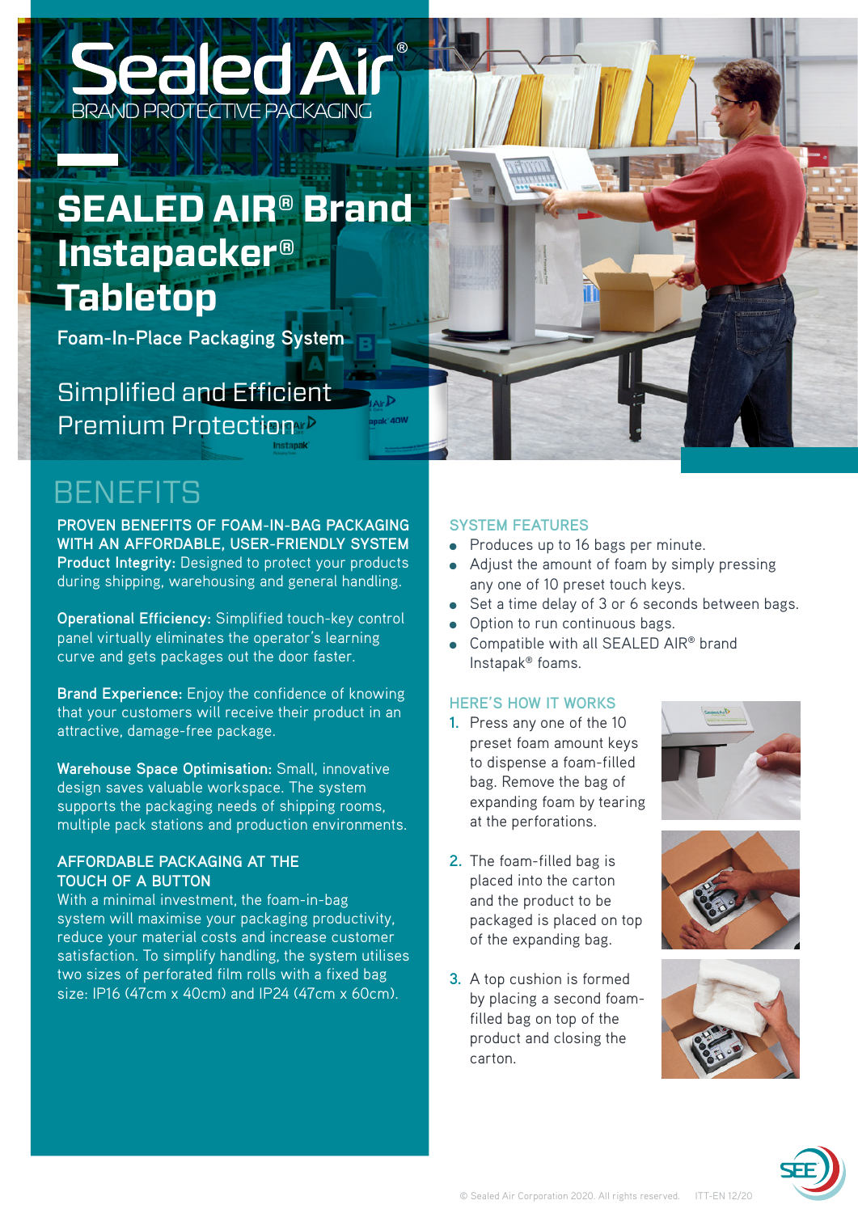Sealed Air®
BRAND PROTECTIVE PACKAGING

# SEALED AIR® Brand Instapacker® Tabletop

**Foam-In-Place Packaging System**

Simplified and Efficient Premium Protection

## BENEFITS

**PROVEN BENEFITS OF FOAM-IN-BAG PACKAGING WITH AN AFFORDABLE, USER-FRIENDLY SYSTEM**

**Product Integrity:** Designed to protect your products during shipping, warehousing and general handling.

**Operational Efficiency:** Simplified touch-key control panel virtually eliminates the operator's learning curve and gets packages out the door faster.

**Brand Experience:** Enjoy the confidence of knowing that your customers will receive their product in an attractive, damage-free package.

**Warehouse Space Optimisation:** Small, innovative design saves valuable workspace. The system supports the packaging needs of shipping rooms, multiple pack stations and production environments.

**AFFORDABLE PACKAGING AT THE TOUCH OF A BUTTON**

With a minimal investment, the foam-in-bag system will maximise your packaging productivity, reduce your material costs and increase customer satisfaction. To simplify handling, the system utilises two sizes of perforated film rolls with a fixed bag size: IP16 (47cm x 40cm) and IP24 (47cm x 60cm).

### SYSTEM FEATURES

- Produces up to 16 bags per minute.
- Adjust the amount of foam by simply pressing any one of 10 preset touch keys.
- Set a time delay of 3 or 6 seconds between bags.
- Option to run continuous bags.
- Compatible with all SEALED AIR® brand Instapak® foams.

### HERE'S HOW IT WORKS

1. Press any one of the 10 preset foam amount keys to dispense a foam-filled bag. Remove the bag of expanding foam by tearing at the perforations.
2. The foam-filled bag is placed into the carton and the product to be packaged is placed on top of the expanding bag.
3. A top cushion is formed by placing a second foam-filled bag on top of the product and closing the carton.

© Sealed Air Corporation 2020. All rights reserved. ITT-EN 12/20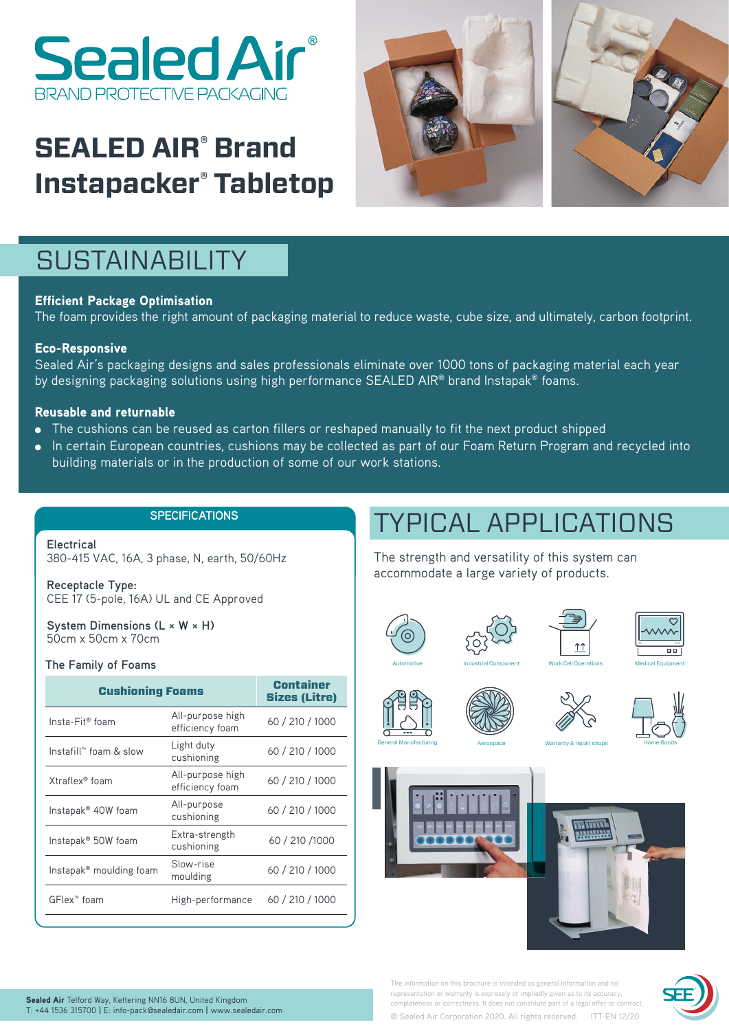Sealed Air®

BRAND PROTECTIVE PACKAGING

# SEALED AIR® Brand Instapacker® Tabletop

## SUSTAINABILITY

**Efficient Package Optimisation**

The foam provides the right amount of packaging material to reduce waste, cube size, and ultimately, carbon footprint.

**Eco-Responsive**

Sealed Air's packaging designs and sales professionals eliminate over 1000 tons of packaging material each year by designing packaging solutions using high performance SEALED AIR® brand Instapak® foams.

**Reusable and returnable**

- The cushions can be reused as carton fillers or reshaped manually to fit the next product shipped
- In certain European countries, cushions may be collected as part of our Foam Return Program and recycled into building materials or in the production of some of our work stations.

## SPECIFICATIONS

**Electrical**
380-415 VAC, 16A, 3 phase, N, earth, 50/60Hz

**Receptacle Type:**
CEE 17 (5-pole, 16A) UL and CE Approved

**System Dimensions (L × W × H)**
50cm x 50cm x 70cm

**The Family of Foams**

| Cushioning Foams | | Container Sizes (Litre) |
|---|---|---|
| Insta-Fit® foam | All-purpose high efficiency foam | 60 / 210 / 1000 |
| Instafill™ foam & slow | Light duty cushioning | 60 / 210 / 1000 |
| Xtraflex® foam | All-purpose high efficiency foam | 60 / 210 / 1000 |
| Instapak® 40W foam | All-purpose cushioning | 60 / 210 / 1000 |
| Instapak® 50W foam | Extra-strength cushioning | 60 / 210 /1000 |
| Instapak® moulding foam | Slow-rise moulding | 60 / 210 / 1000 |
| GFlex™ foam | High-performance | 60 / 210 / 1000 |

## TYPICAL APPLICATIONS

The strength and versatility of this system can accommodate a large variety of products.

Automotive
Industrial Component
Work Cell Operations
Medical Equipment
General Manufacturing
Aerospace
Warranty & repair shops
Home Goods

**Sealed Air** Telford Way, Kettering NN16 8UN, United Kingdom
T: +44 1536 315700 | E: info-pack@sealedair.com | www.sealedair.com

The information on this brochure is intended as general information and no representation or warranty is expressly or impliedly given as to its accuracy, completeness or correctness. It does not constitute part of a legal offer or contract.

© Sealed Air Corporation 2020. All rights reserved. ITT-EN 12/20